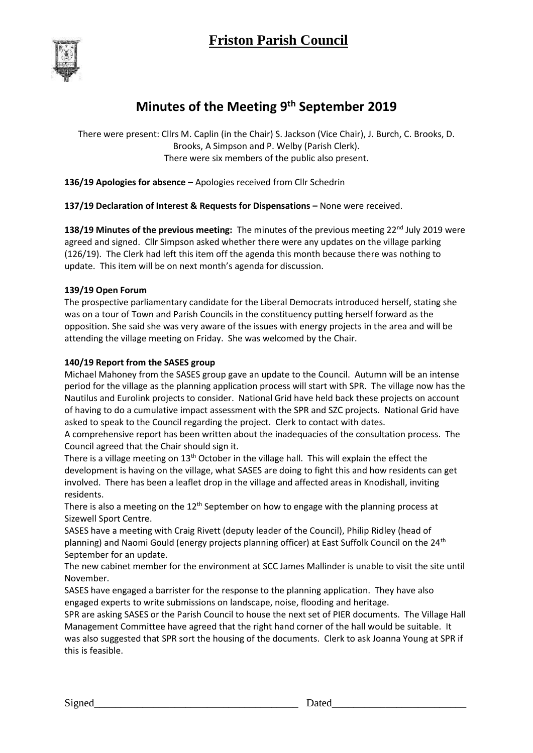# Friston Parish Council

## Minutes of the Meeting 9th September 2019

There were present: Cllrs M. Caplin (in the Chair) S. Jackson (Vice Chair), J. Burch, C. Brooks, D. Brooks, A Simpson and P. Welby (Parish Clerk).
There were six members of the public also present.

**136/19 Apologies for absence –** Apologies received from Cllr Schedrin

**137/19 Declaration of Interest & Requests for Dispensations –** None were received.

**138/19 Minutes of the previous meeting:** The minutes of the previous meeting 22nd July 2019 were agreed and signed. Cllr Simpson asked whether there were any updates on the village parking (126/19). The Clerk had left this item off the agenda this month because there was nothing to update. This item will be on next month's agenda for discussion.

**139/19 Open Forum**

The prospective parliamentary candidate for the Liberal Democrats introduced herself, stating she was on a tour of Town and Parish Councils in the constituency putting herself forward as the opposition. She said she was very aware of the issues with energy projects in the area and will be attending the village meeting on Friday. She was welcomed by the Chair.

**140/19 Report from the SASES group**

Michael Mahoney from the SASES group gave an update to the Council. Autumn will be an intense period for the village as the planning application process will start with SPR. The village now has the Nautilus and Eurolink projects to consider. National Grid have held back these projects on account of having to do a cumulative impact assessment with the SPR and SZC projects. National Grid have asked to speak to the Council regarding the project. Clerk to contact with dates.

A comprehensive report has been written about the inadequacies of the consultation process. The Council agreed that the Chair should sign it.

There is a village meeting on 13th October in the village hall. This will explain the effect the development is having on the village, what SASES are doing to fight this and how residents can get involved. There has been a leaflet drop in the village and affected areas in Knodishall, inviting residents.

There is also a meeting on the 12th September on how to engage with the planning process at Sizewell Sport Centre.

SASES have a meeting with Craig Rivett (deputy leader of the Council), Philip Ridley (head of planning) and Naomi Gould (energy projects planning officer) at East Suffolk Council on the 24th September for an update.

The new cabinet member for the environment at SCC James Mallinder is unable to visit the site until November.

SASES have engaged a barrister for the response to the planning application. They have also engaged experts to write submissions on landscape, noise, flooding and heritage.

SPR are asking SASES or the Parish Council to house the next set of PIER documents. The Village Hall Management Committee have agreed that the right hand corner of the hall would be suitable. It was also suggested that SPR sort the housing of the documents. Clerk to ask Joanna Young at SPR if this is feasible.

Signed\_\_\_\_\_\_\_\_\_\_\_\_\_\_\_\_\_\_\_\_\_\_\_\_\_\_\_\_\_\_\_\_\_\_\_\_\_ Dated\_\_\_\_\_\_\_\_\_\_\_\_\_\_\_\_\_\_\_\_\_\_\_\_\_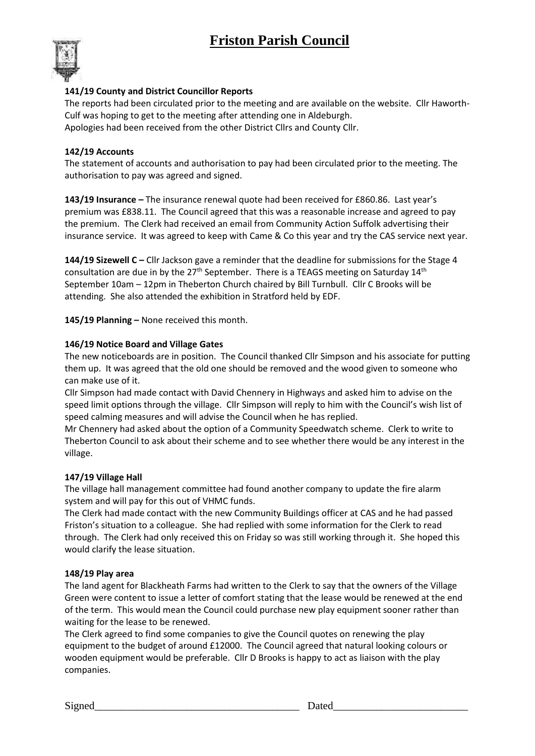# Friston Parish Council

**141/19 County and District Councillor Reports**

The reports had been circulated prior to the meeting and are available on the website. Cllr Haworth-Culf was hoping to get to the meeting after attending one in Aldeburgh.
Apologies had been received from the other District Cllrs and County Cllr.

**142/19 Accounts**

The statement of accounts and authorisation to pay had been circulated prior to the meeting. The authorisation to pay was agreed and signed.

**143/19 Insurance –** The insurance renewal quote had been received for £860.86. Last year's premium was £838.11. The Council agreed that this was a reasonable increase and agreed to pay the premium. The Clerk had received an email from Community Action Suffolk advertising their insurance service. It was agreed to keep with Came & Co this year and try the CAS service next year.

**144/19 Sizewell C –** Cllr Jackson gave a reminder that the deadline for submissions for the Stage 4 consultation are due in by the 27th September. There is a TEAGS meeting on Saturday 14th September 10am – 12pm in Theberton Church chaired by Bill Turnbull. Cllr C Brooks will be attending. She also attended the exhibition in Stratford held by EDF.

**145/19 Planning –** None received this month.

**146/19 Notice Board and Village Gates**

The new noticeboards are in position. The Council thanked Cllr Simpson and his associate for putting them up. It was agreed that the old one should be removed and the wood given to someone who can make use of it.

Cllr Simpson had made contact with David Chennery in Highways and asked him to advise on the speed limit options through the village. Cllr Simpson will reply to him with the Council's wish list of speed calming measures and will advise the Council when he has replied.

Mr Chennery had asked about the option of a Community Speedwatch scheme. Clerk to write to Theberton Council to ask about their scheme and to see whether there would be any interest in the village.

**147/19 Village Hall**

The village hall management committee had found another company to update the fire alarm system and will pay for this out of VHMC funds.

The Clerk had made contact with the new Community Buildings officer at CAS and he had passed Friston's situation to a colleague. She had replied with some information for the Clerk to read through. The Clerk had only received this on Friday so was still working through it. She hoped this would clarify the lease situation.

**148/19 Play area**

The land agent for Blackheath Farms had written to the Clerk to say that the owners of the Village Green were content to issue a letter of comfort stating that the lease would be renewed at the end of the term. This would mean the Council could purchase new play equipment sooner rather than waiting for the lease to be renewed.

The Clerk agreed to find some companies to give the Council quotes on renewing the play equipment to the budget of around £12000. The Council agreed that natural looking colours or wooden equipment would be preferable. Cllr D Brooks is happy to act as liaison with the play companies.

Signed_____________________________________ Dated________________________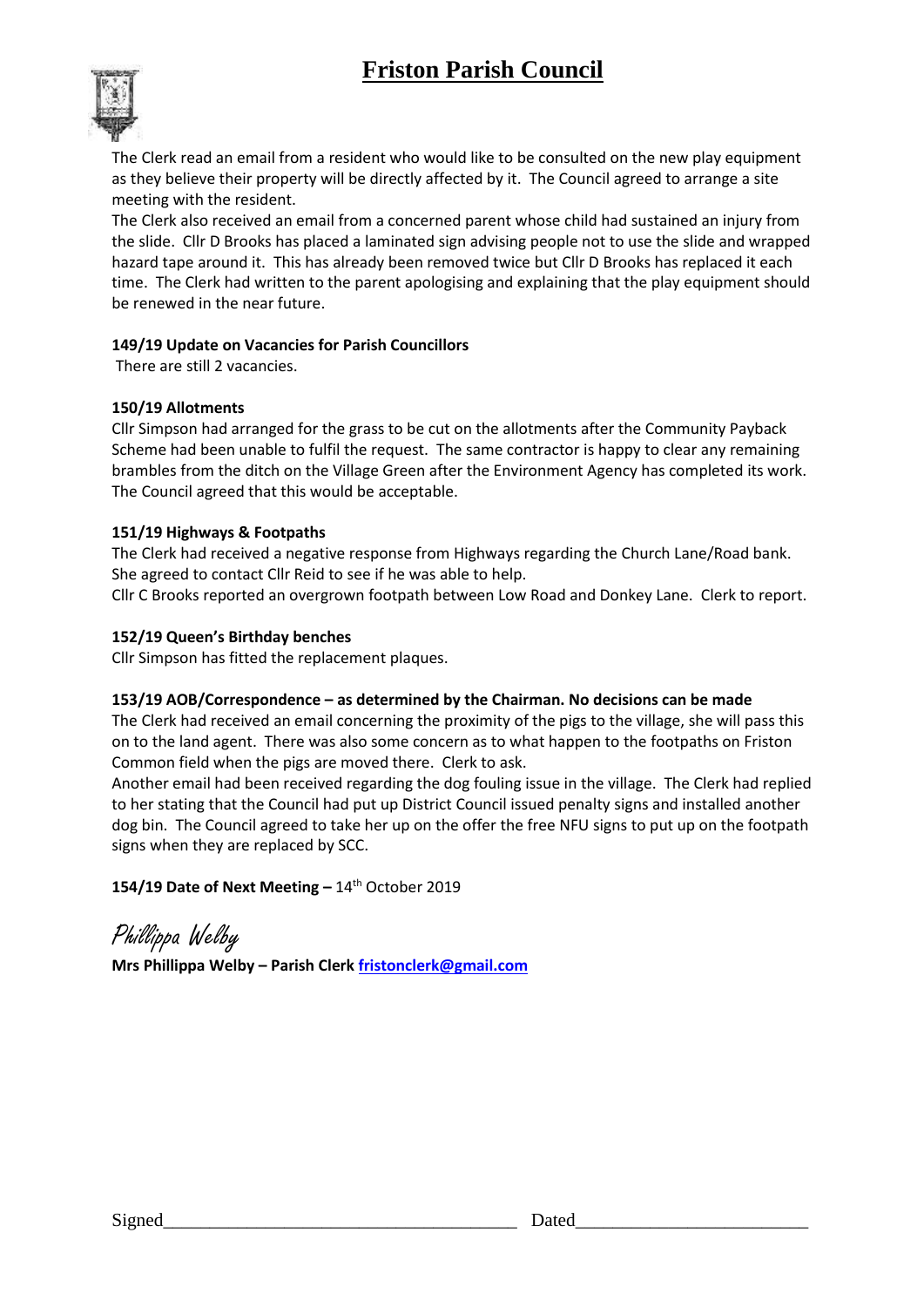The Clerk read an email from a resident who would like to be consulted on the new play equipment as they believe their property will be directly affected by it. The Council agreed to arrange a site meeting with the resident.
The Clerk also received an email from a concerned parent whose child had sustained an injury from the slide. Cllr D Brooks has placed a laminated sign advising people not to use the slide and wrapped hazard tape around it. This has already been removed twice but Cllr D Brooks has replaced it each time. The Clerk had written to the parent apologising and explaining that the play equipment should be renewed in the near future.

**149/19 Update on Vacancies for Parish Councillors**
There are still 2 vacancies.

**150/19 Allotments**
Cllr Simpson had arranged for the grass to be cut on the allotments after the Community Payback Scheme had been unable to fulfil the request. The same contractor is happy to clear any remaining brambles from the ditch on the Village Green after the Environment Agency has completed its work. The Council agreed that this would be acceptable.

**151/19 Highways & Footpaths**
The Clerk had received a negative response from Highways regarding the Church Lane/Road bank. She agreed to contact Cllr Reid to see if he was able to help.
Cllr C Brooks reported an overgrown footpath between Low Road and Donkey Lane. Clerk to report.

**152/19 Queen's Birthday benches**
Cllr Simpson has fitted the replacement plaques.

**153/19 AOB/Correspondence – as determined by the Chairman. No decisions can be made**
The Clerk had received an email concerning the proximity of the pigs to the village, she will pass this on to the land agent. There was also some concern as to what happen to the footpaths on Friston Common field when the pigs are moved there. Clerk to ask.
Another email had been received regarding the dog fouling issue in the village. The Clerk had replied to her stating that the Council had put up District Council issued penalty signs and installed another dog bin. The Council agreed to take her up on the offer the free NFU signs to put up on the footpath signs when they are replaced by SCC.

**154/19 Date of Next Meeting –** 14th October 2019

*Phillippa Welby*

**Mrs Phillippa Welby – Parish Clerk fristonclerk@gmail.com**

Signed_____________________________________ Dated________________________